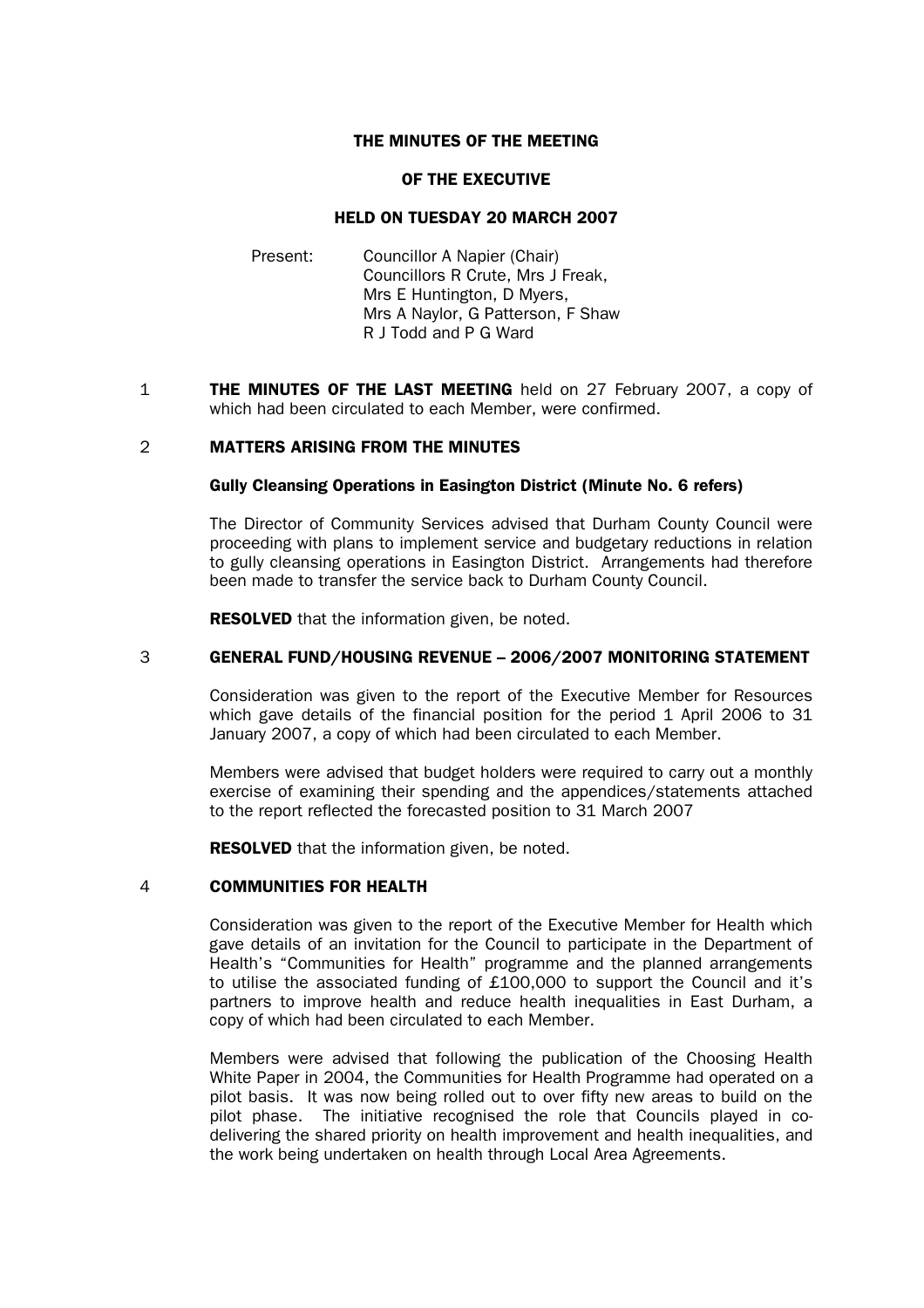# THE MINUTES OF THE MEETING

# OF THE EXECUTIVE

# HELD ON TUESDAY 20 MARCH 2007

Present: Councillor A Napier (Chair)
Councillors R Crute, Mrs J Freak, Mrs E Huntington, D Myers, Mrs A Naylor, G Patterson, F Shaw R J Todd and P G Ward

1 **THE MINUTES OF THE LAST MEETING** held on 27 February 2007, a copy of which had been circulated to each Member, were confirmed.

## 2 MATTERS ARISING FROM THE MINUTES

### Gully Cleansing Operations in Easington District (Minute No. 6 refers)

The Director of Community Services advised that Durham County Council were proceeding with plans to implement service and budgetary reductions in relation to gully cleansing operations in Easington District. Arrangements had therefore been made to transfer the service back to Durham County Council.

**RESOLVED** that the information given, be noted.

## 3 GENERAL FUND/HOUSING REVENUE – 2006/2007 MONITORING STATEMENT

Consideration was given to the report of the Executive Member for Resources which gave details of the financial position for the period 1 April 2006 to 31 January 2007, a copy of which had been circulated to each Member.

Members were advised that budget holders were required to carry out a monthly exercise of examining their spending and the appendices/statements attached to the report reflected the forecasted position to 31 March 2007

**RESOLVED** that the information given, be noted.

## 4 COMMUNITIES FOR HEALTH

Consideration was given to the report of the Executive Member for Health which gave details of an invitation for the Council to participate in the Department of Health's "Communities for Health" programme and the planned arrangements to utilise the associated funding of £100,000 to support the Council and it's partners to improve health and reduce health inequalities in East Durham, a copy of which had been circulated to each Member.

Members were advised that following the publication of the Choosing Health White Paper in 2004, the Communities for Health Programme had operated on a pilot basis. It was now being rolled out to over fifty new areas to build on the pilot phase. The initiative recognised the role that Councils played in co-delivering the shared priority on health improvement and health inequalities, and the work being undertaken on health through Local Area Agreements.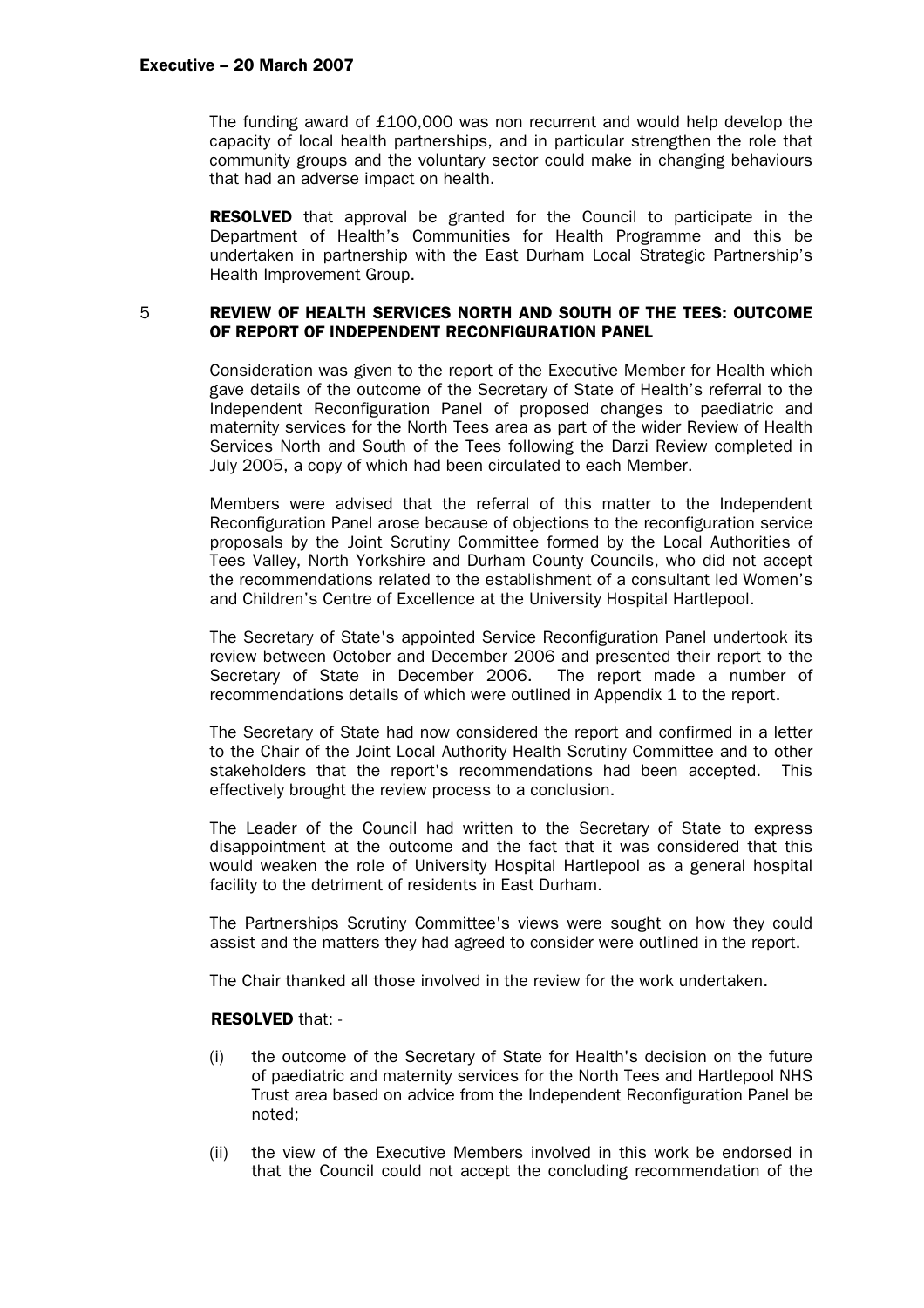The funding award of £100,000 was non recurrent and would help develop the capacity of local health partnerships, and in particular strengthen the role that community groups and the voluntary sector could make in changing behaviours that had an adverse impact on health.

**RESOLVED** that approval be granted for the Council to participate in the Department of Health's Communities for Health Programme and this be undertaken in partnership with the East Durham Local Strategic Partnership's Health Improvement Group.

## 5 REVIEW OF HEALTH SERVICES NORTH AND SOUTH OF THE TEES: OUTCOME OF REPORT OF INDEPENDENT RECONFIGURATION PANEL

Consideration was given to the report of the Executive Member for Health which gave details of the outcome of the Secretary of State of Health's referral to the Independent Reconfiguration Panel of proposed changes to paediatric and maternity services for the North Tees area as part of the wider Review of Health Services North and South of the Tees following the Darzi Review completed in July 2005, a copy of which had been circulated to each Member.

Members were advised that the referral of this matter to the Independent Reconfiguration Panel arose because of objections to the reconfiguration service proposals by the Joint Scrutiny Committee formed by the Local Authorities of Tees Valley, North Yorkshire and Durham County Councils, who did not accept the recommendations related to the establishment of a consultant led Women's and Children's Centre of Excellence at the University Hospital Hartlepool.

The Secretary of State's appointed Service Reconfiguration Panel undertook its review between October and December 2006 and presented their report to the Secretary of State in December 2006. The report made a number of recommendations details of which were outlined in Appendix 1 to the report.

The Secretary of State had now considered the report and confirmed in a letter to the Chair of the Joint Local Authority Health Scrutiny Committee and to other stakeholders that the report's recommendations had been accepted. This effectively brought the review process to a conclusion.

The Leader of the Council had written to the Secretary of State to express disappointment at the outcome and the fact that it was considered that this would weaken the role of University Hospital Hartlepool as a general hospital facility to the detriment of residents in East Durham.

The Partnerships Scrutiny Committee's views were sought on how they could assist and the matters they had agreed to consider were outlined in the report.

The Chair thanked all those involved in the review for the work undertaken.

**RESOLVED** that: -

(i) the outcome of the Secretary of State for Health's decision on the future of paediatric and maternity services for the North Tees and Hartlepool NHS Trust area based on advice from the Independent Reconfiguration Panel be noted;

(ii) the view of the Executive Members involved in this work be endorsed in that the Council could not accept the concluding recommendation of the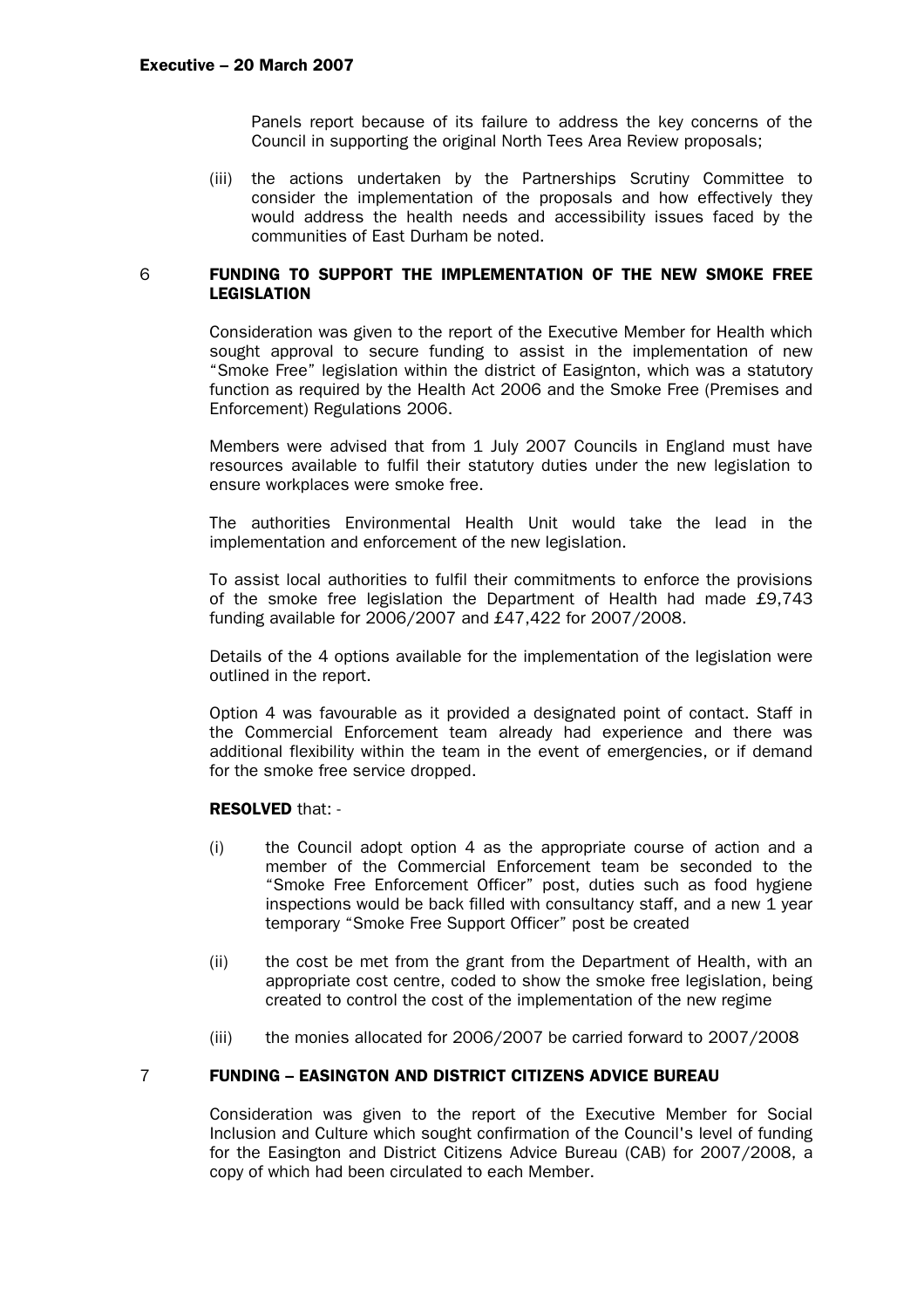Panels report because of its failure to address the key concerns of the Council in supporting the original North Tees Area Review proposals;

(iii) the actions undertaken by the Partnerships Scrutiny Committee to consider the implementation of the proposals and how effectively they would address the health needs and accessibility issues faced by the communities of East Durham be noted.

## 6 FUNDING TO SUPPORT THE IMPLEMENTATION OF THE NEW SMOKE FREE LEGISLATION

Consideration was given to the report of the Executive Member for Health which sought approval to secure funding to assist in the implementation of new "Smoke Free" legislation within the district of Easignton, which was a statutory function as required by the Health Act 2006 and the Smoke Free (Premises and Enforcement) Regulations 2006.

Members were advised that from 1 July 2007 Councils in England must have resources available to fulfil their statutory duties under the new legislation to ensure workplaces were smoke free.

The authorities Environmental Health Unit would take the lead in the implementation and enforcement of the new legislation.

To assist local authorities to fulfil their commitments to enforce the provisions of the smoke free legislation the Department of Health had made £9,743 funding available for 2006/2007 and £47,422 for 2007/2008.

Details of the 4 options available for the implementation of the legislation were outlined in the report.

Option 4 was favourable as it provided a designated point of contact. Staff in the Commercial Enforcement team already had experience and there was additional flexibility within the team in the event of emergencies, or if demand for the smoke free service dropped.

**RESOLVED** that: -

(i) the Council adopt option 4 as the appropriate course of action and a member of the Commercial Enforcement team be seconded to the "Smoke Free Enforcement Officer" post, duties such as food hygiene inspections would be back filled with consultancy staff, and a new 1 year temporary "Smoke Free Support Officer" post be created

(ii) the cost be met from the grant from the Department of Health, with an appropriate cost centre, coded to show the smoke free legislation, being created to control the cost of the implementation of the new regime

(iii) the monies allocated for 2006/2007 be carried forward to 2007/2008

## 7 FUNDING – EASINGTON AND DISTRICT CITIZENS ADVICE BUREAU

Consideration was given to the report of the Executive Member for Social Inclusion and Culture which sought confirmation of the Council's level of funding for the Easington and District Citizens Advice Bureau (CAB) for 2007/2008, a copy of which had been circulated to each Member.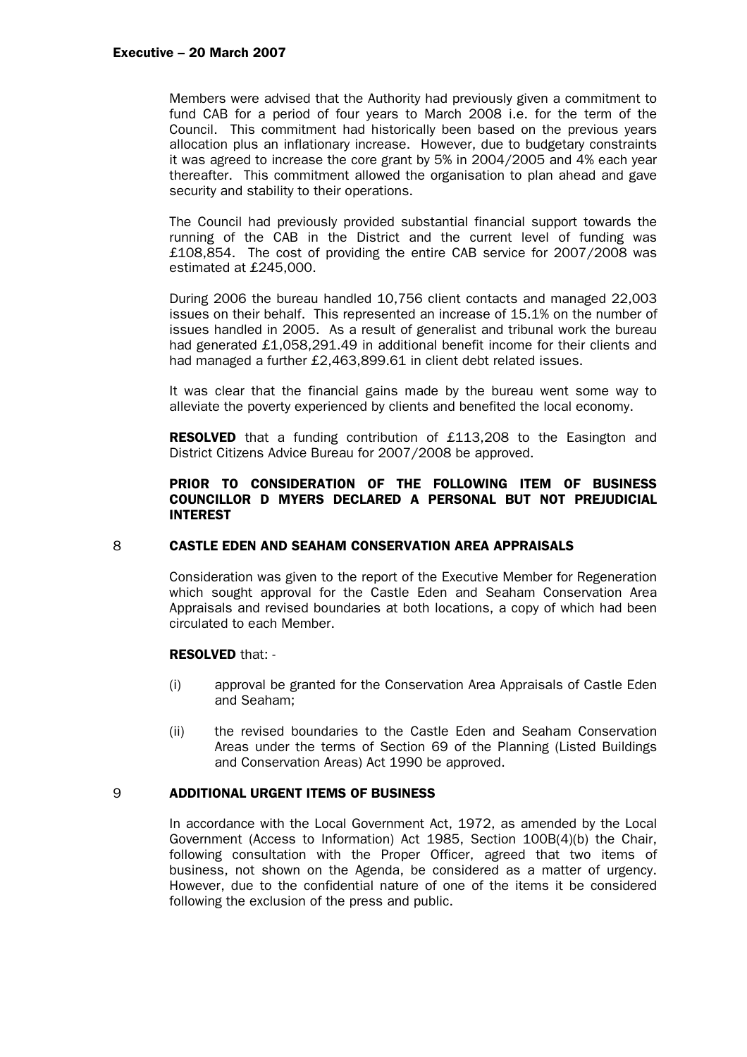Members were advised that the Authority had previously given a commitment to fund CAB for a period of four years to March 2008 i.e. for the term of the Council. This commitment had historically been based on the previous years allocation plus an inflationary increase. However, due to budgetary constraints it was agreed to increase the core grant by 5% in 2004/2005 and 4% each year thereafter. This commitment allowed the organisation to plan ahead and gave security and stability to their operations.

The Council had previously provided substantial financial support towards the running of the CAB in the District and the current level of funding was £108,854. The cost of providing the entire CAB service for 2007/2008 was estimated at £245,000.

During 2006 the bureau handled 10,756 client contacts and managed 22,003 issues on their behalf. This represented an increase of 15.1% on the number of issues handled in 2005. As a result of generalist and tribunal work the bureau had generated £1,058,291.49 in additional benefit income for their clients and had managed a further £2,463,899.61 in client debt related issues.

It was clear that the financial gains made by the bureau went some way to alleviate the poverty experienced by clients and benefited the local economy.

**RESOLVED** that a funding contribution of £113,208 to the Easington and District Citizens Advice Bureau for 2007/2008 be approved.

**PRIOR TO CONSIDERATION OF THE FOLLOWING ITEM OF BUSINESS COUNCILLOR D MYERS DECLARED A PERSONAL BUT NOT PREJUDICIAL INTEREST**

## 8 CASTLE EDEN AND SEAHAM CONSERVATION AREA APPRAISALS

Consideration was given to the report of the Executive Member for Regeneration which sought approval for the Castle Eden and Seaham Conservation Area Appraisals and revised boundaries at both locations, a copy of which had been circulated to each Member.

**RESOLVED** that: -

(i) approval be granted for the Conservation Area Appraisals of Castle Eden and Seaham;

(ii) the revised boundaries to the Castle Eden and Seaham Conservation Areas under the terms of Section 69 of the Planning (Listed Buildings and Conservation Areas) Act 1990 be approved.

## 9 ADDITIONAL URGENT ITEMS OF BUSINESS

In accordance with the Local Government Act, 1972, as amended by the Local Government (Access to Information) Act 1985, Section 100B(4)(b) the Chair, following consultation with the Proper Officer, agreed that two items of business, not shown on the Agenda, be considered as a matter of urgency. However, due to the confidential nature of one of the items it be considered following the exclusion of the press and public.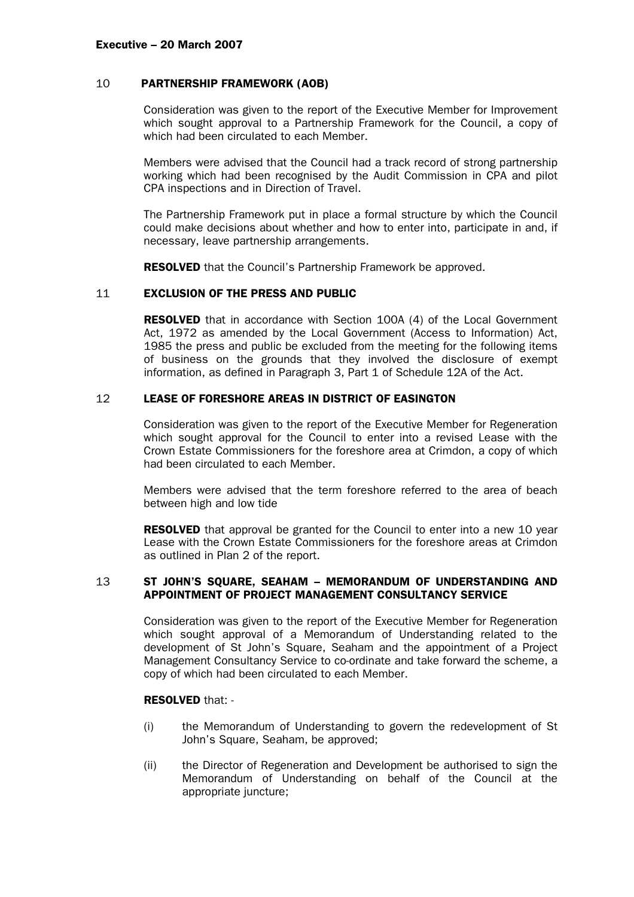## 10 PARTNERSHIP FRAMEWORK (AOB)

Consideration was given to the report of the Executive Member for Improvement which sought approval to a Partnership Framework for the Council, a copy of which had been circulated to each Member.

Members were advised that the Council had a track record of strong partnership working which had been recognised by the Audit Commission in CPA and pilot CPA inspections and in Direction of Travel.

The Partnership Framework put in place a formal structure by which the Council could make decisions about whether and how to enter into, participate in and, if necessary, leave partnership arrangements.

**RESOLVED** that the Council's Partnership Framework be approved.

## 11 EXCLUSION OF THE PRESS AND PUBLIC

**RESOLVED** that in accordance with Section 100A (4) of the Local Government Act, 1972 as amended by the Local Government (Access to Information) Act, 1985 the press and public be excluded from the meeting for the following items of business on the grounds that they involved the disclosure of exempt information, as defined in Paragraph 3, Part 1 of Schedule 12A of the Act.

## 12 LEASE OF FORESHORE AREAS IN DISTRICT OF EASINGTON

Consideration was given to the report of the Executive Member for Regeneration which sought approval for the Council to enter into a revised Lease with the Crown Estate Commissioners for the foreshore area at Crimdon, a copy of which had been circulated to each Member.

Members were advised that the term foreshore referred to the area of beach between high and low tide

**RESOLVED** that approval be granted for the Council to enter into a new 10 year Lease with the Crown Estate Commissioners for the foreshore areas at Crimdon as outlined in Plan 2 of the report.

## 13 ST JOHN'S SQUARE, SEAHAM – MEMORANDUM OF UNDERSTANDING AND APPOINTMENT OF PROJECT MANAGEMENT CONSULTANCY SERVICE

Consideration was given to the report of the Executive Member for Regeneration which sought approval of a Memorandum of Understanding related to the development of St John's Square, Seaham and the appointment of a Project Management Consultancy Service to co-ordinate and take forward the scheme, a copy of which had been circulated to each Member.

**RESOLVED** that: -

(i) the Memorandum of Understanding to govern the redevelopment of St John's Square, Seaham, be approved;

(ii) the Director of Regeneration and Development be authorised to sign the Memorandum of Understanding on behalf of the Council at the appropriate juncture;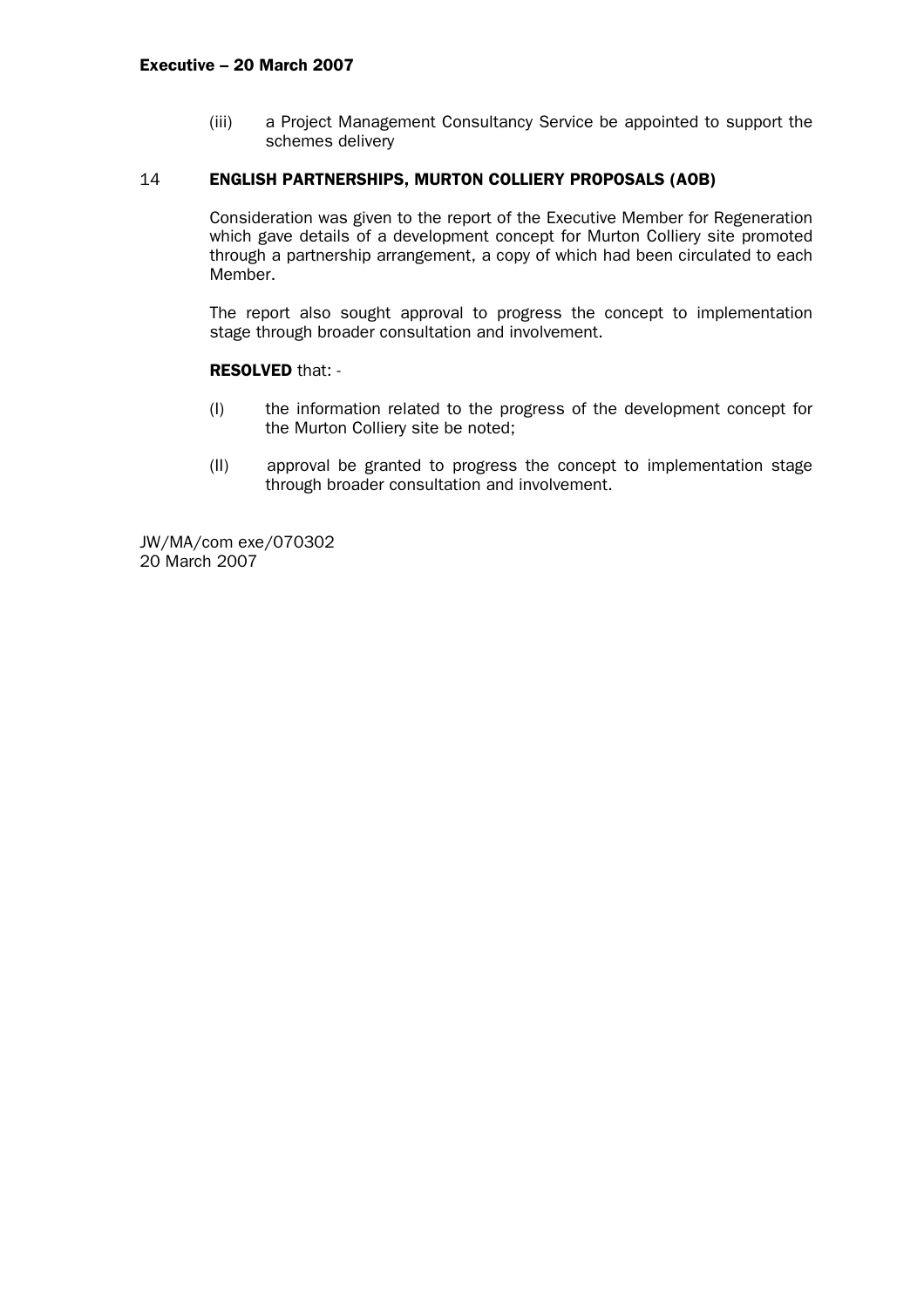(iii) a Project Management Consultancy Service be appointed to support the schemes delivery

## 14 ENGLISH PARTNERSHIPS, MURTON COLLIERY PROPOSALS (AOB)

Consideration was given to the report of the Executive Member for Regeneration which gave details of a development concept for Murton Colliery site promoted through a partnership arrangement, a copy of which had been circulated to each Member.

The report also sought approval to progress the concept to implementation stage through broader consultation and involvement.

**RESOLVED** that: -

(I) the information related to the progress of the development concept for the Murton Colliery site be noted;

(II) approval be granted to progress the concept to implementation stage through broader consultation and involvement.

JW/MA/com exe/070302
20 March 2007